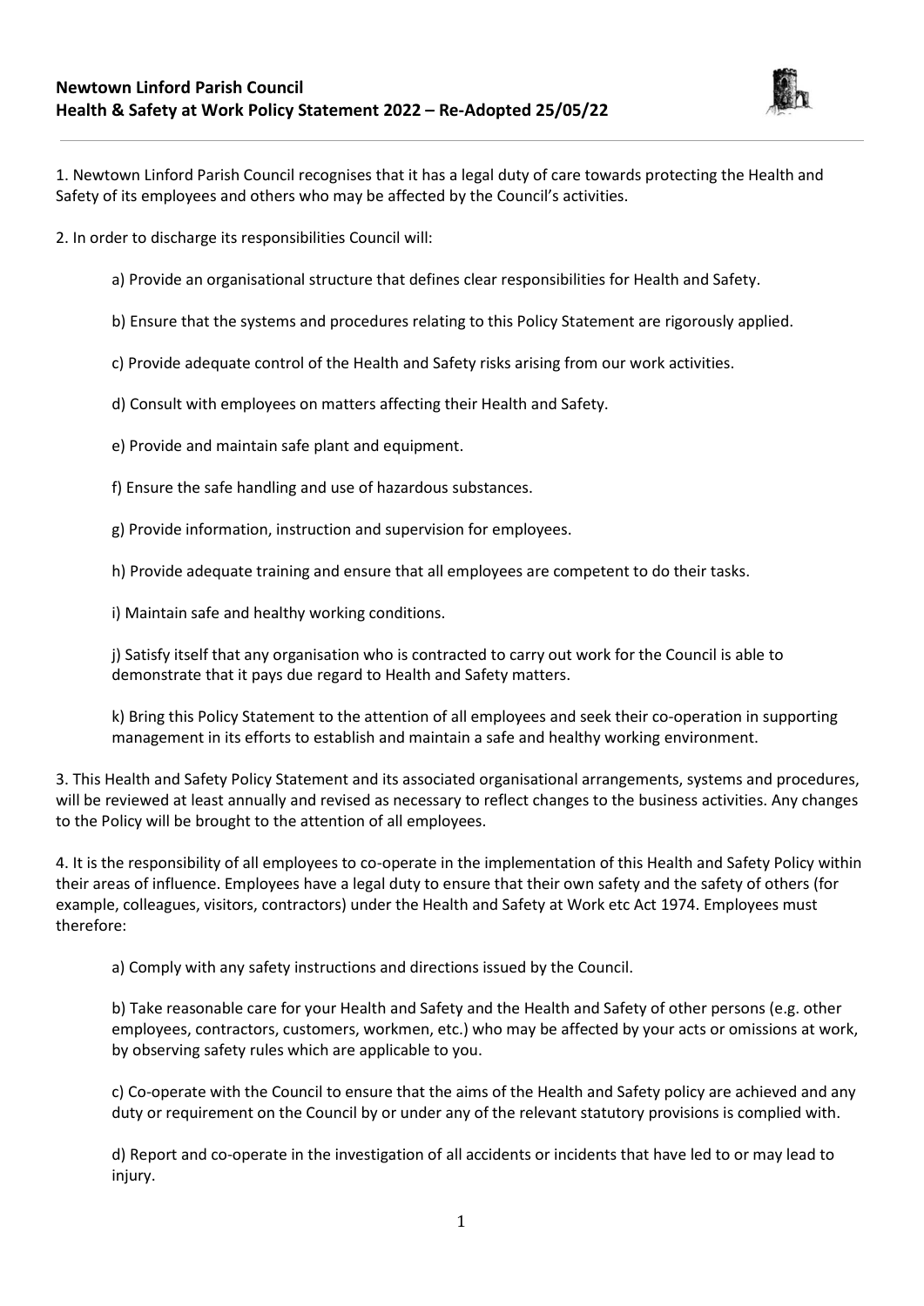# Newtown Linford Parish Council
## Health & Safety at Work Policy Statement 2022 – Re-Adopted 25/05/22

1. Newtown Linford Parish Council recognises that it has a legal duty of care towards protecting the Health and Safety of its employees and others who may be affected by the Council's activities.

2. In order to discharge its responsibilities Council will:

   a) Provide an organisational structure that defines clear responsibilities for Health and Safety.

   b) Ensure that the systems and procedures relating to this Policy Statement are rigorously applied.

   c) Provide adequate control of the Health and Safety risks arising from our work activities.

   d) Consult with employees on matters affecting their Health and Safety.

   e) Provide and maintain safe plant and equipment.

   f) Ensure the safe handling and use of hazardous substances.

   g) Provide information, instruction and supervision for employees.

   h) Provide adequate training and ensure that all employees are competent to do their tasks.

   i) Maintain safe and healthy working conditions.

   j) Satisfy itself that any organisation who is contracted to carry out work for the Council is able to demonstrate that it pays due regard to Health and Safety matters.

   k) Bring this Policy Statement to the attention of all employees and seek their co-operation in supporting management in its efforts to establish and maintain a safe and healthy working environment.

3. This Health and Safety Policy Statement and its associated organisational arrangements, systems and procedures, will be reviewed at least annually and revised as necessary to reflect changes to the business activities. Any changes to the Policy will be brought to the attention of all employees.

4. It is the responsibility of all employees to co-operate in the implementation of this Health and Safety Policy within their areas of influence. Employees have a legal duty to ensure that their own safety and the safety of others (for example, colleagues, visitors, contractors) under the Health and Safety at Work etc Act 1974. Employees must therefore:

   a) Comply with any safety instructions and directions issued by the Council.

   b) Take reasonable care for your Health and Safety and the Health and Safety of other persons (e.g. other employees, contractors, customers, workmen, etc.) who may be affected by your acts or omissions at work, by observing safety rules which are applicable to you.

   c) Co-operate with the Council to ensure that the aims of the Health and Safety policy are achieved and any duty or requirement on the Council by or under any of the relevant statutory provisions is complied with.

   d) Report and co-operate in the investigation of all accidents or incidents that have led to or may lead to injury.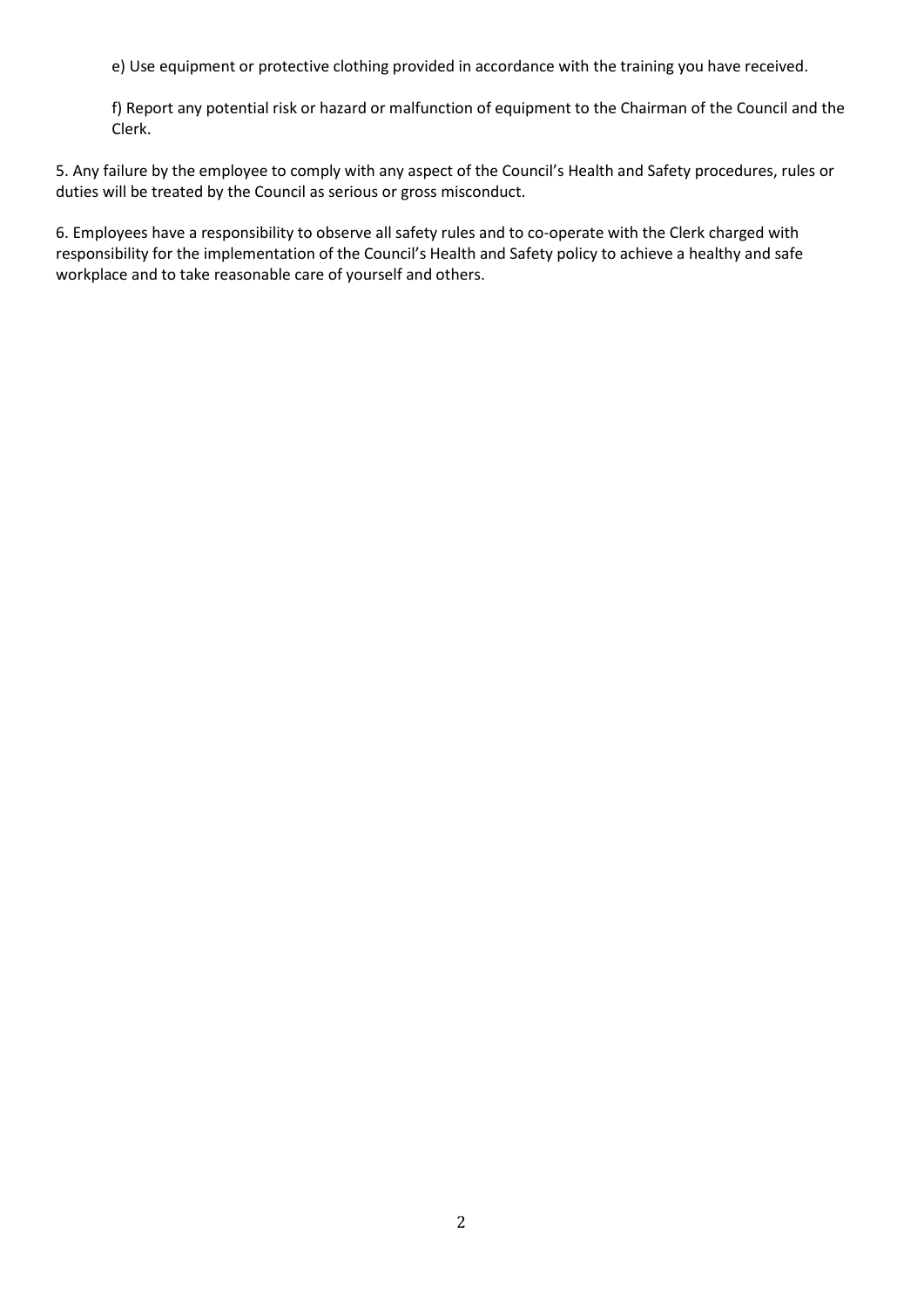e) Use equipment or protective clothing provided in accordance with the training you have received.

f) Report any potential risk or hazard or malfunction of equipment to the Chairman of the Council and the Clerk.

5. Any failure by the employee to comply with any aspect of the Council's Health and Safety procedures, rules or duties will be treated by the Council as serious or gross misconduct.

6. Employees have a responsibility to observe all safety rules and to co-operate with the Clerk charged with responsibility for the implementation of the Council's Health and Safety policy to achieve a healthy and safe workplace and to take reasonable care of yourself and others.